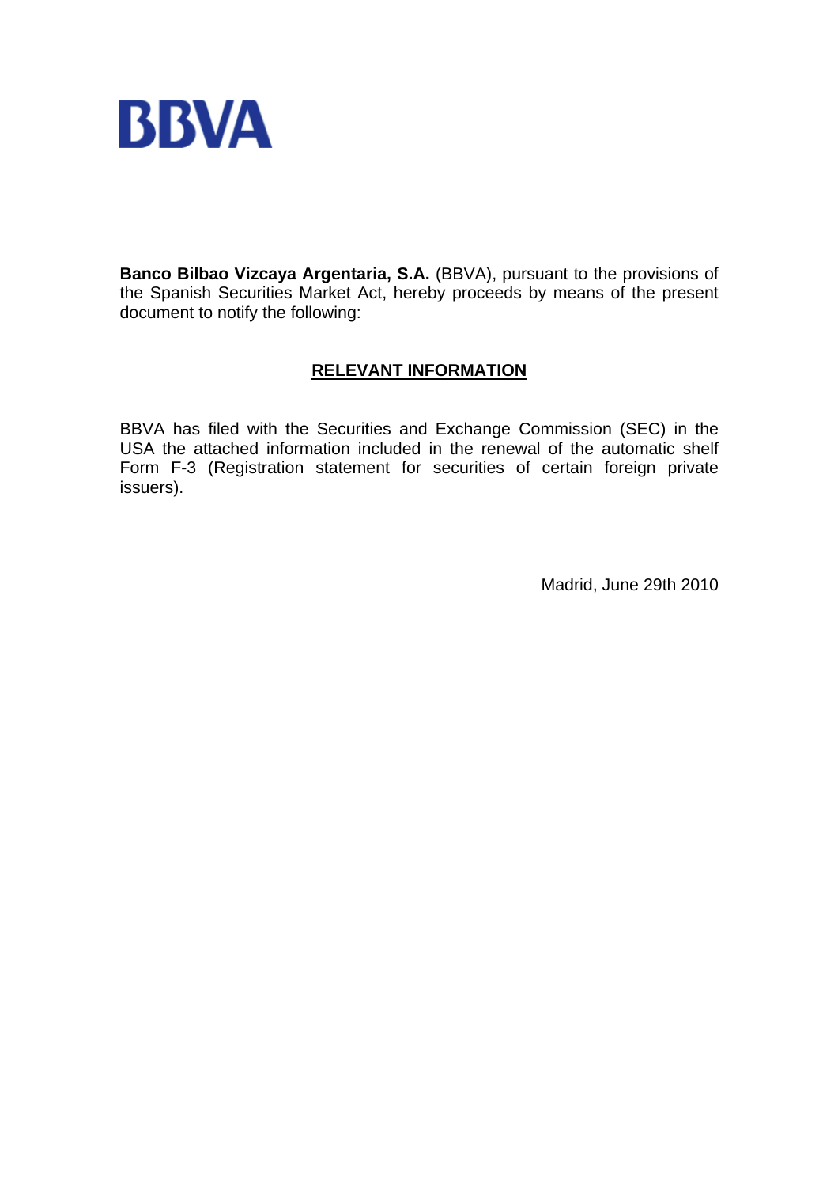BBVA

**Banco Bilbao Vizcaya Argentaria, S.A.** (BBVA), pursuant to the provisions of the Spanish Securities Market Act, hereby proceeds by means of the present document to notify the following:

## RELEVANT INFORMATION

BBVA has filed with the Securities and Exchange Commission (SEC) in the USA the attached information included in the renewal of the automatic shelf Form F-3 (Registration statement for securities of certain foreign private issuers).

Madrid, June 29th 2010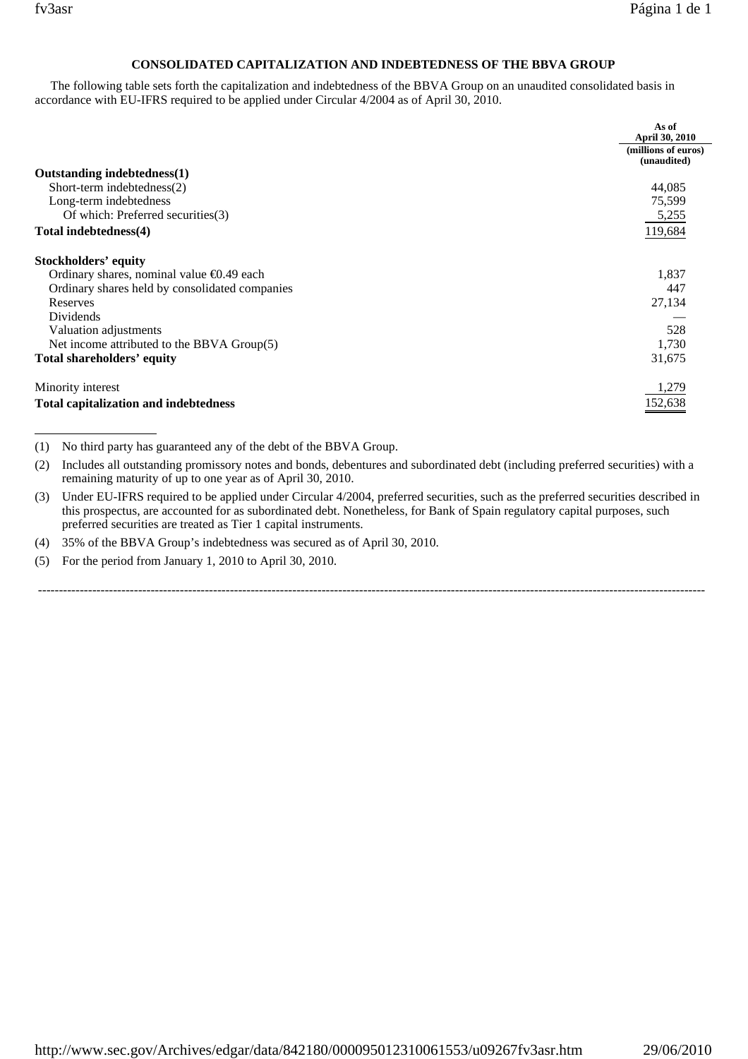## CONSOLIDATED CAPITALIZATION AND INDEBTEDNESS OF THE BBVA GROUP

The following table sets forth the capitalization and indebtedness of the BBVA Group on an unaudited consolidated basis in accordance with EU-IFRS required to be applied under Circular 4/2004 as of April 30, 2010.

| | As of April 30, 2010 (millions of euros) (unaudited) |
|---|---|
| **Outstanding indebtedness(1)** | |
| Short-term indebtedness(2) | 44,085 |
| Long-term indebtedness | 75,599 |
| Of which: Preferred securities(3) | 5,255 |
| **Total indebtedness(4)** | 119,684 |
| **Stockholders' equity** | |
| Ordinary shares, nominal value €0.49 each | 1,837 |
| Ordinary shares held by consolidated companies | 447 |
| Reserves | 27,134 |
| Dividends | — |
| Valuation adjustments | 528 |
| Net income attributed to the BBVA Group(5) | 1,730 |
| **Total shareholders' equity** | 31,675 |
| Minority interest | 1,279 |
| **Total capitalization and indebtedness** | 152,638 |

(1) No third party has guaranteed any of the debt of the BBVA Group.

(2) Includes all outstanding promissory notes and bonds, debentures and subordinated debt (including preferred securities) with a remaining maturity of up to one year as of April 30, 2010.

(3) Under EU-IFRS required to be applied under Circular 4/2004, preferred securities, such as the preferred securities described in this prospectus, are accounted for as subordinated debt. Nonetheless, for Bank of Spain regulatory capital purposes, such preferred securities are treated as Tier 1 capital instruments.

(4) 35% of the BBVA Group's indebtedness was secured as of April 30, 2010.

(5) For the period from January 1, 2010 to April 30, 2010.